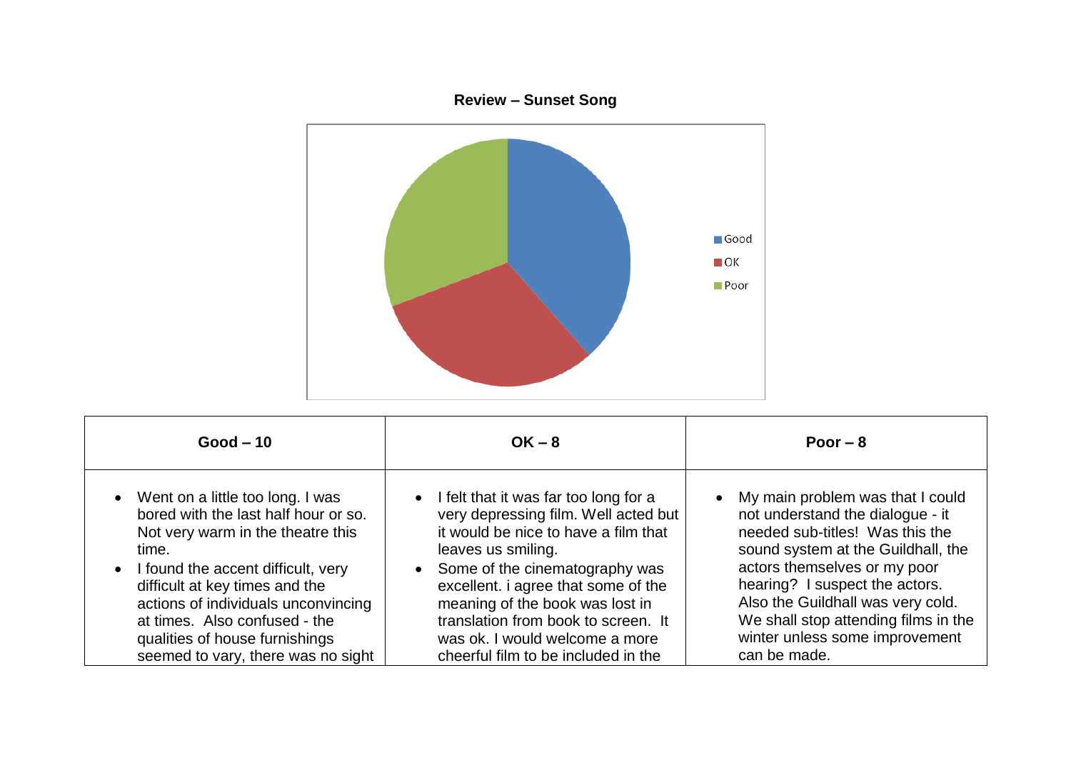**Review – Sunset Song**

| Good – 10 | OK – 8 | Poor – 8 |
|---|---|---|
| • Went on a little too long. I was bored with the last half hour or so. Not very warm in the theatre this time.<br>• I found the accent difficult, very difficult at key times and the actions of individuals unconvincing at times. Also confused - the qualities of house furnishings seemed to vary, there was no sight | • I felt that it was far too long for a very depressing film. Well acted but it would be nice to have a film that leaves us smiling.<br>• Some of the cinematography was excellent. i agree that some of the meaning of the book was lost in translation from book to screen. It was ok. I would welcome a more cheerful film to be included in the | • My main problem was that I could not understand the dialogue - it needed sub-titles! Was this the sound system at the Guildhall, the actors themselves or my poor hearing? I suspect the actors. Also the Guildhall was very cold. We shall stop attending films in the winter unless some improvement can be made. |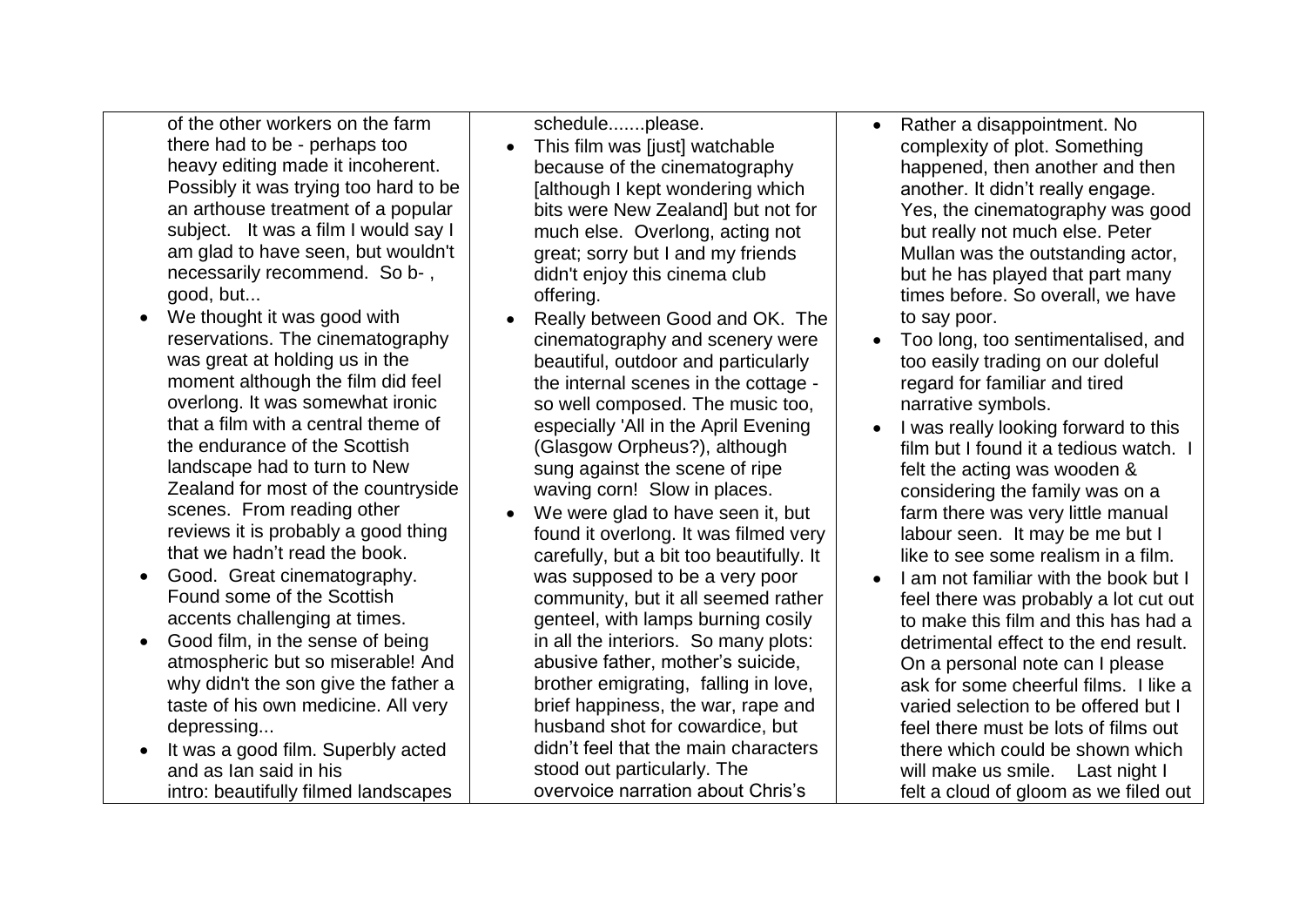of the other workers on the farm there had to be - perhaps too heavy editing made it incoherent. Possibly it was trying too hard to be an arthouse treatment of a popular subject. It was a film I would say I am glad to have seen, but wouldn't necessarily recommend. So b- , good, but...

- We thought it was good with reservations. The cinematography was great at holding us in the moment although the film did feel overlong. It was somewhat ironic that a film with a central theme of the endurance of the Scottish landscape had to turn to New Zealand for most of the countryside scenes. From reading other reviews it is probably a good thing that we hadn't read the book.
- Good. Great cinematography. Found some of the Scottish accents challenging at times.
- Good film, in the sense of being atmospheric but so miserable! And why didn't the son give the father a taste of his own medicine. All very depressing...
- It was a good film. Superbly acted and as Ian said in his intro: beautifully filmed landscapes

schedule.......please.

- This film was [just] watchable because of the cinematography [although I kept wondering which bits were New Zealand] but not for much else. Overlong, acting not great; sorry but I and my friends didn't enjoy this cinema club offering.
- Really between Good and OK. The cinematography and scenery were beautiful, outdoor and particularly the internal scenes in the cottage - so well composed. The music too, especially 'All in the April Evening (Glasgow Orpheus?), although sung against the scene of ripe waving corn! Slow in places.
- We were glad to have seen it, but found it overlong. It was filmed very carefully, but a bit too beautifully. It was supposed to be a very poor community, but it all seemed rather genteel, with lamps burning cosily in all the interiors. So many plots: abusive father, mother's suicide, brother emigrating, falling in love, brief happiness, the war, rape and husband shot for cowardice, but didn't feel that the main characters stood out particularly. The overvoice narration about Chris's

- Rather a disappointment. No complexity of plot. Something happened, then another and then another. It didn't really engage. Yes, the cinematography was good but really not much else. Peter Mullan was the outstanding actor, but he has played that part many times before. So overall, we have to say poor.
- Too long, too sentimentalised, and too easily trading on our doleful regard for familiar and tired narrative symbols.
- I was really looking forward to this film but I found it a tedious watch. I felt the acting was wooden & considering the family was on a farm there was very little manual labour seen. It may be me but I like to see some realism in a film.
- I am not familiar with the book but I feel there was probably a lot cut out to make this film and this has had a detrimental effect to the end result. On a personal note can I please ask for some cheerful films. I like a varied selection to be offered but I feel there must be lots of films out there which could be shown which will make us smile. Last night I felt a cloud of gloom as we filed out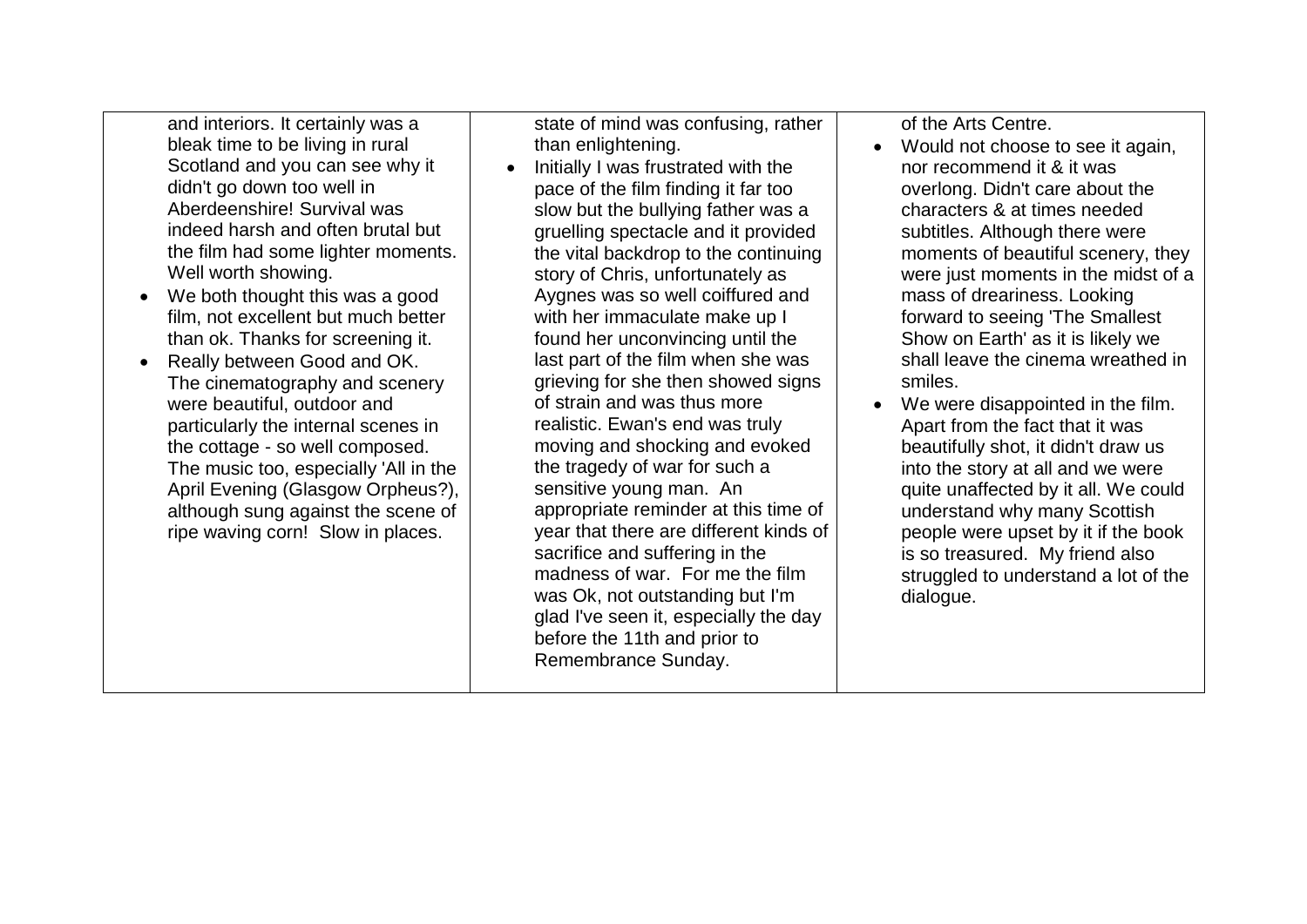| | | |
|---|---|---|
| and interiors. It certainly was a bleak time to be living in rural Scotland and you can see why it didn't go down too well in Aberdeenshire! Survival was indeed harsh and often brutal but the film had some lighter moments. Well worth showing.<br>• We both thought this was a good film, not excellent but much better than ok. Thanks for screening it.<br>• Really between Good and OK. The cinematography and scenery were beautiful, outdoor and particularly the internal scenes in the cottage - so well composed. The music too, especially 'All in the April Evening (Glasgow Orpheus?), although sung against the scene of ripe waving corn! Slow in places. | state of mind was confusing, rather than enlightening.<br>• Initially I was frustrated with the pace of the film finding it far too slow but the bullying father was a gruelling spectacle and it provided the vital backdrop to the continuing story of Chris, unfortunately as Aygnes was so well coiffured and with her immaculate make up I found her unconvincing until the last part of the film when she was grieving for she then showed signs of strain and was thus more realistic. Ewan's end was truly moving and shocking and evoked the tragedy of war for such a sensitive young man. An appropriate reminder at this time of year that there are different kinds of sacrifice and suffering in the madness of war. For me the film was Ok, not outstanding but I'm glad I've seen it, especially the day before the 11th and prior to Remembrance Sunday. | of the Arts Centre.<br>• Would not choose to see it again, nor recommend it & it was overlong. Didn't care about the characters & at times needed subtitles. Although there were moments of beautiful scenery, they were just moments in the midst of a mass of dreariness. Looking forward to seeing 'The Smallest Show on Earth' as it is likely we shall leave the cinema wreathed in smiles.<br>• We were disappointed in the film. Apart from the fact that it was beautifully shot, it didn't draw us into the story at all and we were quite unaffected by it all. We could understand why many Scottish people were upset by it if the book is so treasured. My friend also struggled to understand a lot of the dialogue. |